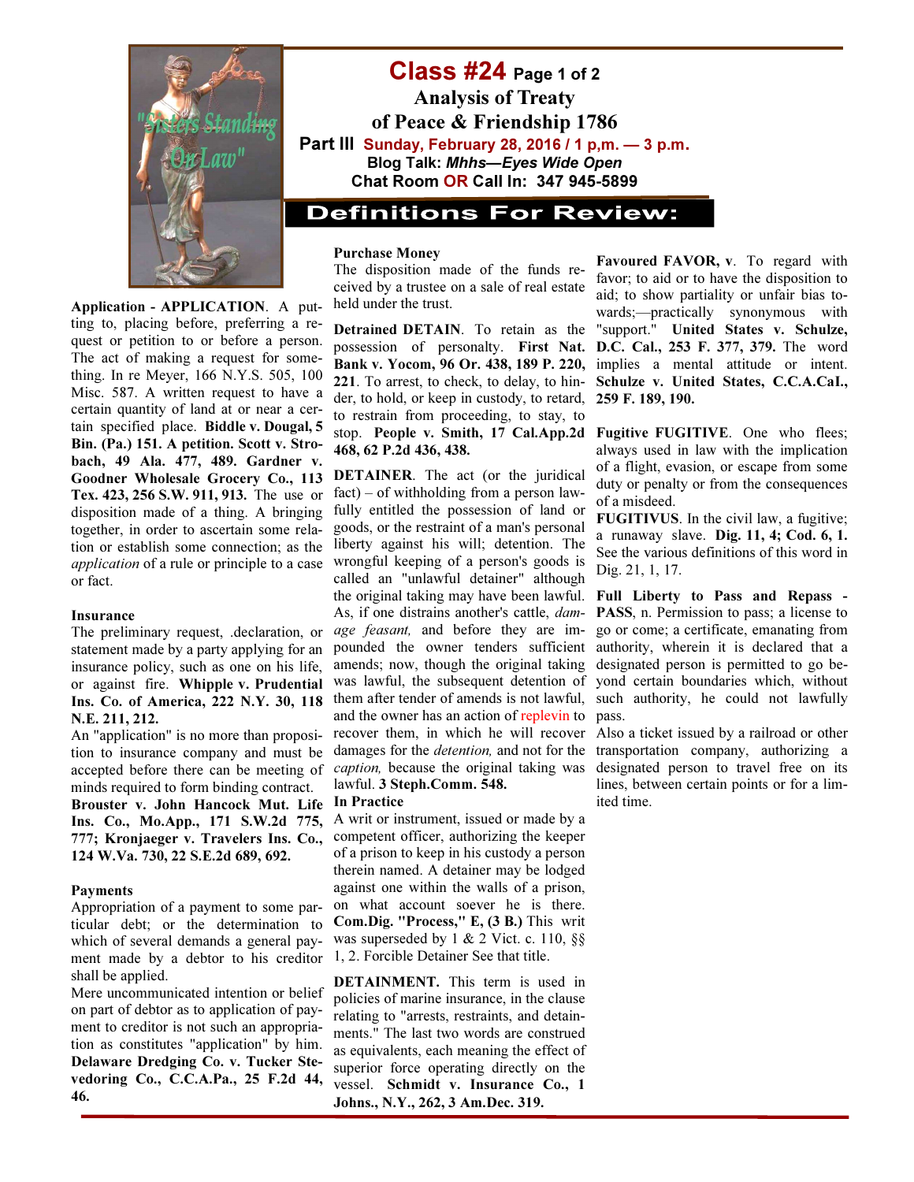# Class #24 Page 1 of 2

## Analysis of Treaty of Peace & Friendship 1786

**Part III** Sunday, February 28, 2016 / 1 p,m. — 3 p.m.

**Blog Talk: *Mhhs—Eyes Wide Open***

**Chat Room OR Call In: 347 945-5899**

## Definitions For Review:

**Application - APPLICATION**. A putting to, placing before, preferring a request or petition to or before a person. The act of making a request for something. In re Meyer, 166 N.Y.S. 505, 100 Misc. 587. A written request to have a certain quantity of land at or near a certain specified place. **Biddle v. Dougal, 5 Bin. (Pa.) 151. A petition. Scott v. Strobach, 49 Ala. 477, 489. Gardner v. Goodner Wholesale Grocery Co., 113 Tex. 423, 256 S.W. 911, 913.** The use or disposition made of a thing. A bringing together, in order to ascertain some relation or establish some connection; as the *application* of a rule or principle to a case or fact.

**Insurance**

The preliminary request, .declaration, or statement made by a party applying for an insurance policy, such as one on his life, or against fire. **Whipple v. Prudential Ins. Co. of America, 222 N.Y. 30, 118 N.E. 211, 212.**

An "application" is no more than proposition to insurance company and must be accepted before there can be meeting of minds required to form binding contract. **Brouster v. John Hancock Mut. Life Ins. Co., Mo.App., 171 S.W.2d 775, 777; Kronjaeger v. Travelers Ins. Co., 124 W.Va. 730, 22 S.E.2d 689, 692.**

**Payments**

Appropriation of a payment to some particular debt; or the determination to which of several demands a general payment made by a debtor to his creditor shall be applied.

Mere uncommunicated intention or belief on part of debtor as to application of payment to creditor is not such an appropriation as constitutes "application" by him. **Delaware Dredging Co. v. Tucker Stevedoring Co., C.C.A.Pa., 25 F.2d 44, 46.**

**Purchase Money**

The disposition made of the funds received by a trustee on a sale of real estate held under the trust.

**Detrained DETAIN**. To retain as the possession of personalty. **First Nat. Bank v. Yocom, 96 Or. 438, 189 P. 220, 221**. To arrest, to check, to delay, to hinder, to hold, or keep in custody, to retard, to restrain from proceeding, to stay, to stop. **People v. Smith, 17 Cal.App.2d 468, 62 P.2d 436, 438.**

**DETAINER**. The act (or the juridical fact) – of withholding from a person lawfully entitled the possession of land or goods, or the restraint of a man's personal liberty against his will; detention. The wrongful keeping of a person's goods is called an "unlawful detainer" although the original taking may have been lawful. As, if one distrains another's cattle, *damage feasant,* and before they are impounded the owner tenders sufficient amends; now, though the original taking was lawful, the subsequent detention of them after tender of amends is not lawful, and the owner has an action of replevin to recover them, in which he will recover damages for the *detention,* and not for the *caption,* because the original taking was lawful. **3 Steph.Comm. 548.**

**In Practice**

A writ or instrument, issued or made by a competent officer, authorizing the keeper of a prison to keep in his custody a person therein named. A detainer may be lodged against one within the walls of a prison, on what account soever he is there. **Com.Dig. "Process," E, (3 B.)** This writ was superseded by 1 & 2 Vict. c. 110, §§ 1, 2. Forcible Detainer See that title.

**DETAINMENT.** This term is used in policies of marine insurance, in the clause relating to "arrests, restraints, and detainments." The last two words are construed as equivalents, each meaning the effect of superior force operating directly on the vessel. **Schmidt v. Insurance Co., 1 Johns., N.Y., 262, 3 Am.Dec. 319.**

**Favoured FAVOR, v**. To regard with favor; to aid or to have the disposition to aid; to show partiality or unfair bias towards;—practically synonymous with "support." **United States v. Schulze, D.C. Cal., 253 F. 377, 379.** The word implies a mental attitude or intent. **Schulze v. United States, C.C.A.Cal., 259 F. 189, 190.**

**Fugitive FUGITIVE**. One who flees; always used in law with the implication of a flight, evasion, or escape from some duty or penalty or from the consequences of a misdeed.

**FUGITIVUS**. In the civil law, a fugitive; a runaway slave. **Dig. 11, 4; Cod. 6, 1.** See the various definitions of this word in Dig. 21, 1, 17.

**Full Liberty to Pass and Repass - PASS**, n. Permission to pass; a license to go or come; a certificate, emanating from authority, wherein it is declared that a designated person is permitted to go beyond certain boundaries which, without such authority, he could not lawfully pass.

Also a ticket issued by a railroad or other transportation company, authorizing a designated person to travel free on its lines, between certain points or for a limited time.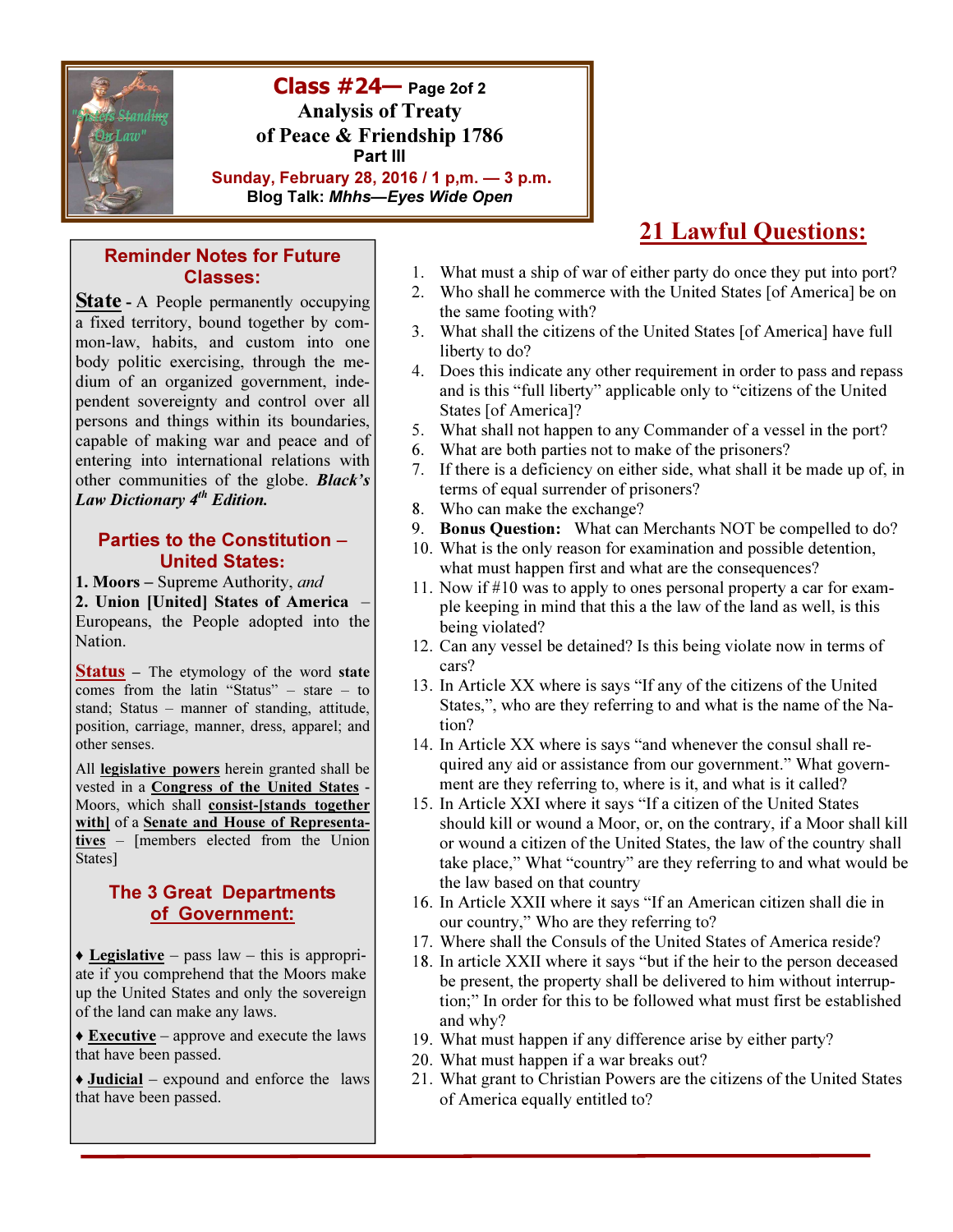# Class #24— Page 2of 2

## Analysis of Treaty of Peace & Friendship 1786

### Part III

**Sunday, February 28, 2016 / 1 p,m. — 3 p.m.**

**Blog Talk: *Mhhs—Eyes Wide Open***

## Reminder Notes for Future Classes:

**State** - A People permanently occupying a fixed territory, bound together by common-law, habits, and custom into one body politic exercising, through the medium of an organized government, independent sovereignty and control over all persons and things within its boundaries, capable of making war and peace and of entering into international relations with other communities of the globe. ***Black's Law Dictionary 4th Edition.***

## Parties to the Constitution – United States:

**1. Moors –** Supreme Authority, *and*

**2. Union [United] States of America** – Europeans, the People adopted into the Nation.

**Status** – The etymology of the word **state** comes from the latin "Status" – stare – to stand; Status – manner of standing, attitude, position, carriage, manner, dress, apparel; and other senses.

All **legislative powers** herein granted shall be vested in a **Congress of the United States** - Moors, which shall **consist-[stands together with]** of a **Senate and House of Representatives** – [members elected from the Union States]

## The 3 Great Departments of Government:

♦ **Legislative** – pass law – this is appropriate if you comprehend that the Moors make up the United States and only the sovereign of the land can make any laws.

♦ **Executive** – approve and execute the laws that have been passed.

♦ **Judicial** – expound and enforce the laws that have been passed.

## 21 Lawful Questions:

1. What must a ship of war of either party do once they put into port?
2. Who shall he commerce with the United States [of America] be on the same footing with?
3. What shall the citizens of the United States [of America] have full liberty to do?
4. Does this indicate any other requirement in order to pass and repass and is this "full liberty" applicable only to "citizens of the United States [of America]?
5. What shall not happen to any Commander of a vessel in the port?
6. What are both parties not to make of the prisoners?
7. If there is a deficiency on either side, what shall it be made up of, in terms of equal surrender of prisoners?
8. Who can make the exchange?
9. **Bonus Question:** What can Merchants NOT be compelled to do?
10. What is the only reason for examination and possible detention, what must happen first and what are the consequences?
11. Now if #10 was to apply to ones personal property a car for example keeping in mind that this a the law of the land as well, is this being violated?
12. Can any vessel be detained? Is this being violate now in terms of cars?
13. In Article XX where is says "If any of the citizens of the United States,", who are they referring to and what is the name of the Nation?
14. In Article XX where is says "and whenever the consul shall required any aid or assistance from our government." What government are they referring to, where is it, and what is it called?
15. In Article XXI where it says "If a citizen of the United States should kill or wound a Moor, or, on the contrary, if a Moor shall kill or wound a citizen of the United States, the law of the country shall take place," What "country" are they referring to and what would be the law based on that country
16. In Article XXII where it says "If an American citizen shall die in our country," Who are they referring to?
17. Where shall the Consuls of the United States of America reside?
18. In article XXII where it says "but if the heir to the person deceased be present, the property shall be delivered to him without interruption;" In order for this to be followed what must first be established and why?
19. What must happen if any difference arise by either party?
20. What must happen if a war breaks out?
21. What grant to Christian Powers are the citizens of the United States of America equally entitled to?